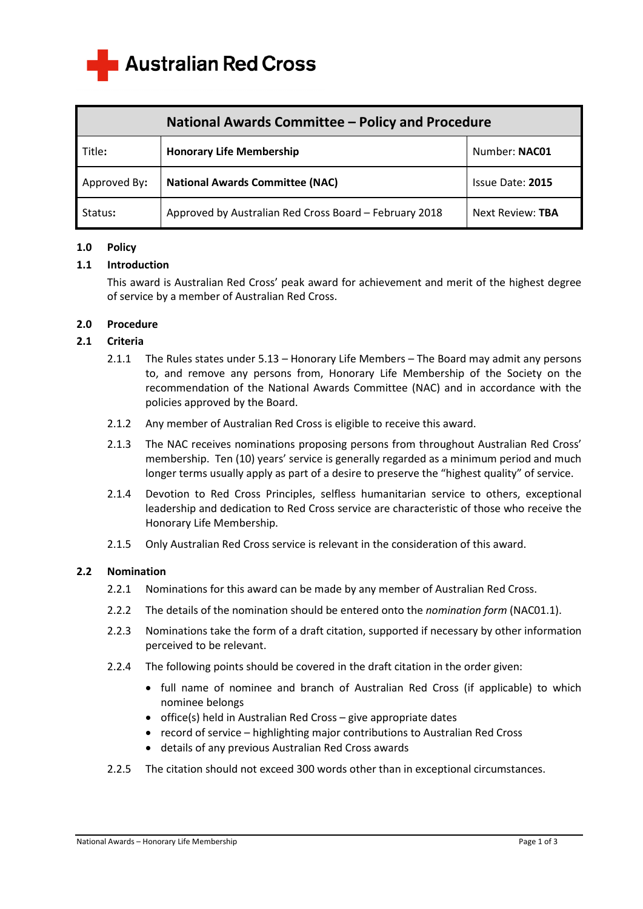Australian Red Cross

| National Awards Committee – Policy and Procedure | | |
|---|---|---|
| Title: | **Honorary Life Membership** | Number: **NAC01** |
| Approved By: | **National Awards Committee (NAC)** | Issue Date: **2015** |
| Status: | Approved by Australian Red Cross Board – February 2018 | Next Review: **TBA** |

## 1.0 Policy

### 1.1 Introduction

This award is Australian Red Cross' peak award for achievement and merit of the highest degree of service by a member of Australian Red Cross.

## 2.0 Procedure

### 2.1 Criteria

2.1.1 The Rules states under 5.13 – Honorary Life Members – The Board may admit any persons to, and remove any persons from, Honorary Life Membership of the Society on the recommendation of the National Awards Committee (NAC) and in accordance with the policies approved by the Board.

2.1.2 Any member of Australian Red Cross is eligible to receive this award.

2.1.3 The NAC receives nominations proposing persons from throughout Australian Red Cross' membership. Ten (10) years' service is generally regarded as a minimum period and much longer terms usually apply as part of a desire to preserve the "highest quality" of service.

2.1.4 Devotion to Red Cross Principles, selfless humanitarian service to others, exceptional leadership and dedication to Red Cross service are characteristic of those who receive the Honorary Life Membership.

2.1.5 Only Australian Red Cross service is relevant in the consideration of this award.

### 2.2 Nomination

2.2.1 Nominations for this award can be made by any member of Australian Red Cross.

2.2.2 The details of the nomination should be entered onto the *nomination form* (NAC01.1).

2.2.3 Nominations take the form of a draft citation, supported if necessary by other information perceived to be relevant.

2.2.4 The following points should be covered in the draft citation in the order given:

- full name of nominee and branch of Australian Red Cross (if applicable) to which nominee belongs
- office(s) held in Australian Red Cross – give appropriate dates
- record of service – highlighting major contributions to Australian Red Cross
- details of any previous Australian Red Cross awards

2.2.5 The citation should not exceed 300 words other than in exceptional circumstances.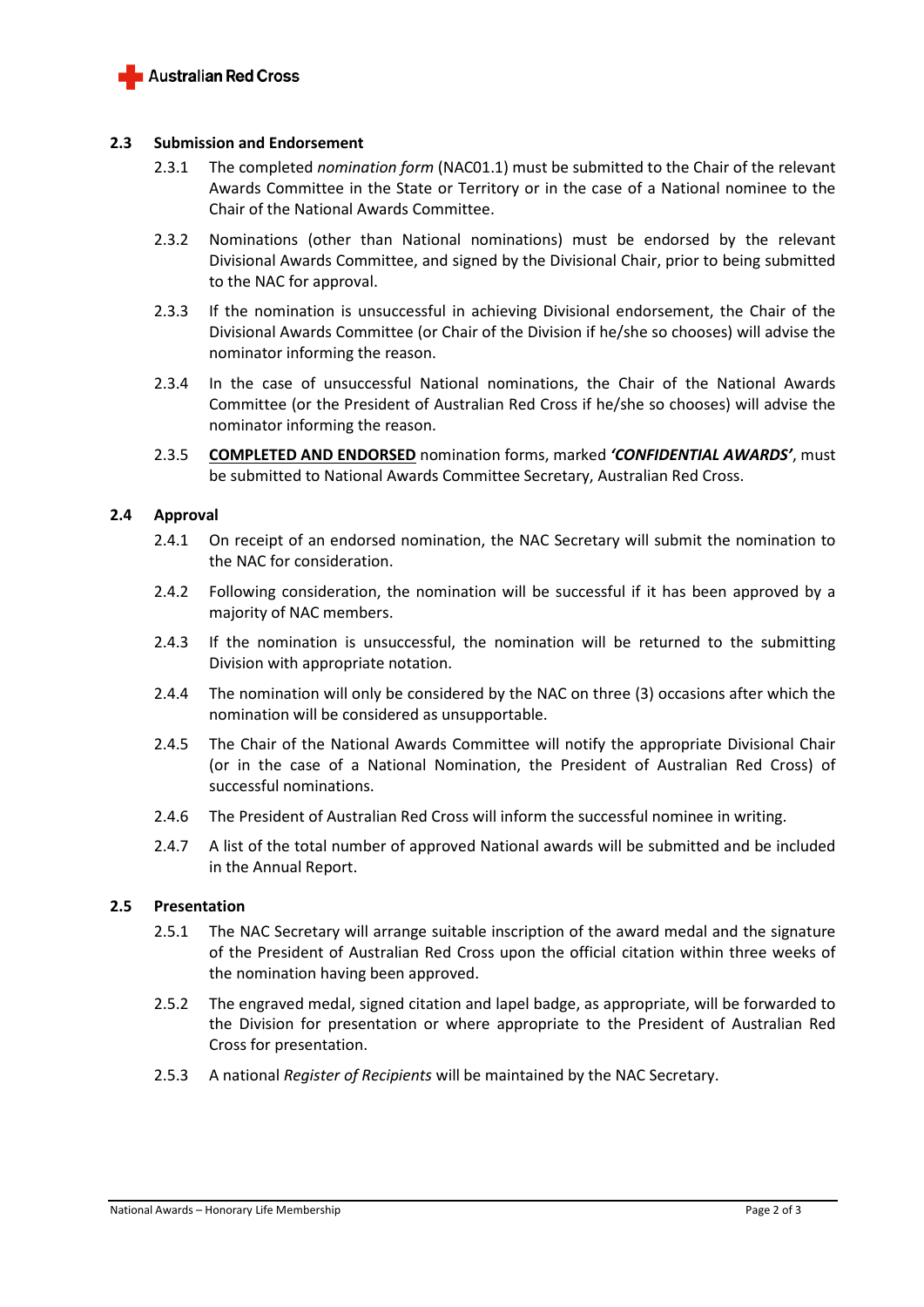## 2.3 Submission and Endorsement

2.3.1 The completed *nomination form* (NAC01.1) must be submitted to the Chair of the relevant Awards Committee in the State or Territory or in the case of a National nominee to the Chair of the National Awards Committee.

2.3.2 Nominations (other than National nominations) must be endorsed by the relevant Divisional Awards Committee, and signed by the Divisional Chair, prior to being submitted to the NAC for approval.

2.3.3 If the nomination is unsuccessful in achieving Divisional endorsement, the Chair of the Divisional Awards Committee (or Chair of the Division if he/she so chooses) will advise the nominator informing the reason.

2.3.4 In the case of unsuccessful National nominations, the Chair of the National Awards Committee (or the President of Australian Red Cross if he/she so chooses) will advise the nominator informing the reason.

2.3.5 <u>**COMPLETED AND ENDORSED**</u> nomination forms, marked ***'CONFIDENTIAL AWARDS'***, must be submitted to National Awards Committee Secretary, Australian Red Cross.

## 2.4 Approval

2.4.1 On receipt of an endorsed nomination, the NAC Secretary will submit the nomination to the NAC for consideration.

2.4.2 Following consideration, the nomination will be successful if it has been approved by a majority of NAC members.

2.4.3 If the nomination is unsuccessful, the nomination will be returned to the submitting Division with appropriate notation.

2.4.4 The nomination will only be considered by the NAC on three (3) occasions after which the nomination will be considered as unsupportable.

2.4.5 The Chair of the National Awards Committee will notify the appropriate Divisional Chair (or in the case of a National Nomination, the President of Australian Red Cross) of successful nominations.

2.4.6 The President of Australian Red Cross will inform the successful nominee in writing.

2.4.7 A list of the total number of approved National awards will be submitted and be included in the Annual Report.

## 2.5 Presentation

2.5.1 The NAC Secretary will arrange suitable inscription of the award medal and the signature of the President of Australian Red Cross upon the official citation within three weeks of the nomination having been approved.

2.5.2 The engraved medal, signed citation and lapel badge, as appropriate, will be forwarded to the Division for presentation or where appropriate to the President of Australian Red Cross for presentation.

2.5.3 A national *Register of Recipients* will be maintained by the NAC Secretary.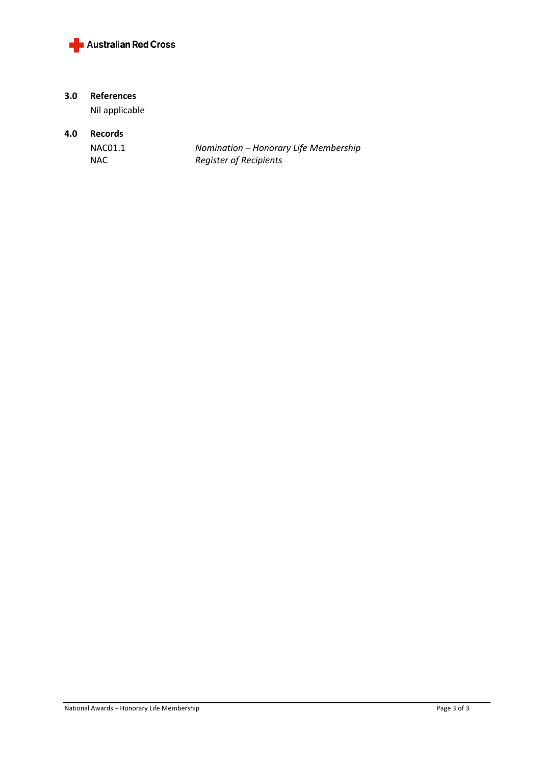## 3.0 References

Nil applicable

## 4.0 Records

| | |
|---|---|
| NAC01.1 | *Nomination – Honorary Life Membership* |
| NAC | *Register of Recipients* |